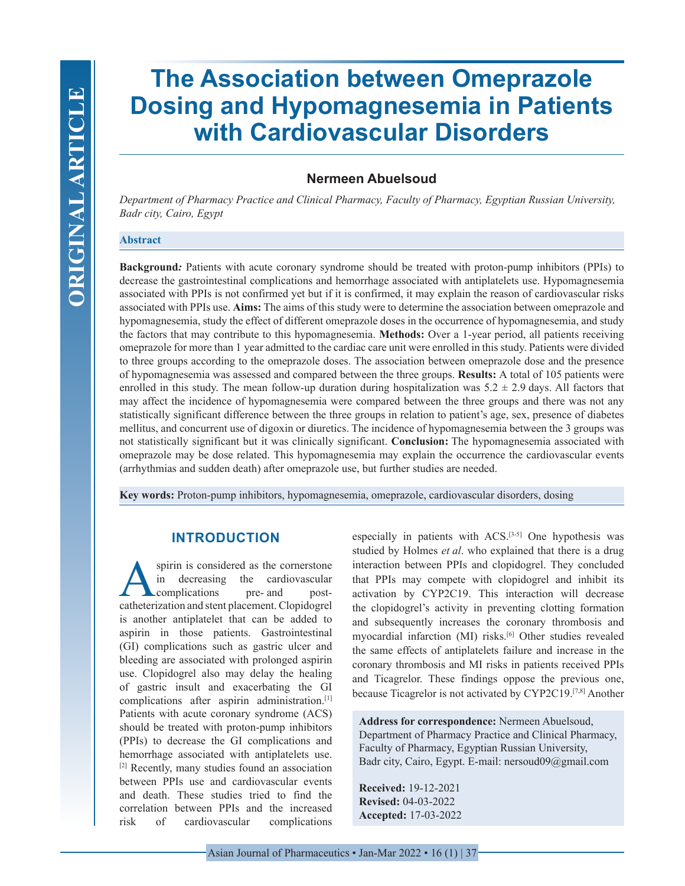# The Association between Omeprazole Dosing and Hypomagnesemia in Patients with Cardiovascular Disorders

**Nermeen Abuelsoud**

*Department of Pharmacy Practice and Clinical Pharmacy, Faculty of Pharmacy, Egyptian Russian University, Badr city, Cairo, Egypt*

## Abstract

**Background:** Patients with acute coronary syndrome should be treated with proton-pump inhibitors (PPIs) to decrease the gastrointestinal complications and hemorrhage associated with antiplatelets use. Hypomagnesemia associated with PPIs is not confirmed yet but if it is confirmed, it may explain the reason of cardiovascular risks associated with PPIs use. **Aims:** The aims of this study were to determine the association between omeprazole and hypomagnesemia, study the effect of different omeprazole doses in the occurrence of hypomagnesemia, and study the factors that may contribute to this hypomagnesemia. **Methods:** Over a 1-year period, all patients receiving omeprazole for more than 1 year admitted to the cardiac care unit were enrolled in this study. Patients were divided to three groups according to the omeprazole doses. The association between omeprazole dose and the presence of hypomagnesemia was assessed and compared between the three groups. **Results:** A total of 105 patients were enrolled in this study. The mean follow-up duration during hospitalization was 5.2 ± 2.9 days. All factors that may affect the incidence of hypomagnesemia were compared between the three groups and there was not any statistically significant difference between the three groups in relation to patient's age, sex, presence of diabetes mellitus, and concurrent use of digoxin or diuretics. The incidence of hypomagnesemia between the 3 groups was not statistically significant but it was clinically significant. **Conclusion:** The hypomagnesemia associated with omeprazole may be dose related. This hypomagnesemia may explain the occurrence the cardiovascular events (arrhythmias and sudden death) after omeprazole use, but further studies are needed.

**Key words:** Proton-pump inhibitors, hypomagnesemia, omeprazole, cardiovascular disorders, dosing

## INTRODUCTION

Aspirin is considered as the cornerstone in decreasing the cardiovascular complications pre- and post-catheterization and stent placement. Clopidogrel is another antiplatelet that can be added to aspirin in those patients. Gastrointestinal (GI) complications such as gastric ulcer and bleeding are associated with prolonged aspirin use. Clopidogrel also may delay the healing of gastric insult and exacerbating the GI complications after aspirin administration.[1] Patients with acute coronary syndrome (ACS) should be treated with proton-pump inhibitors (PPIs) to decrease the GI complications and hemorrhage associated with antiplatelets use.[2] Recently, many studies found an association between PPIs use and cardiovascular events and death. These studies tried to find the correlation between PPIs and the increased risk of cardiovascular complications especially in patients with ACS.[3-5] One hypothesis was studied by Holmes *et al*. who explained that there is a drug interaction between PPIs and clopidogrel. They concluded that PPIs may compete with clopidogrel and inhibit its activation by CYP2C19. This interaction will decrease the clopidogrel's activity in preventing clotting formation and subsequently increases the coronary thrombosis and myocardial infarction (MI) risks.[6] Other studies revealed the same effects of antiplatelets failure and increase in the coronary thrombosis and MI risks in patients received PPIs and Ticagrelor. These findings oppose the previous one, because Ticagrelor is not activated by CYP2C19.[7,8] Another

**Address for correspondence:** Nermeen Abuelsoud, Department of Pharmacy Practice and Clinical Pharmacy, Faculty of Pharmacy, Egyptian Russian University, Badr city, Cairo, Egypt. E-mail: nersoud09@gmail.com

**Received:** 19-12-2021
**Revised:** 04-03-2022
**Accepted:** 17-03-2022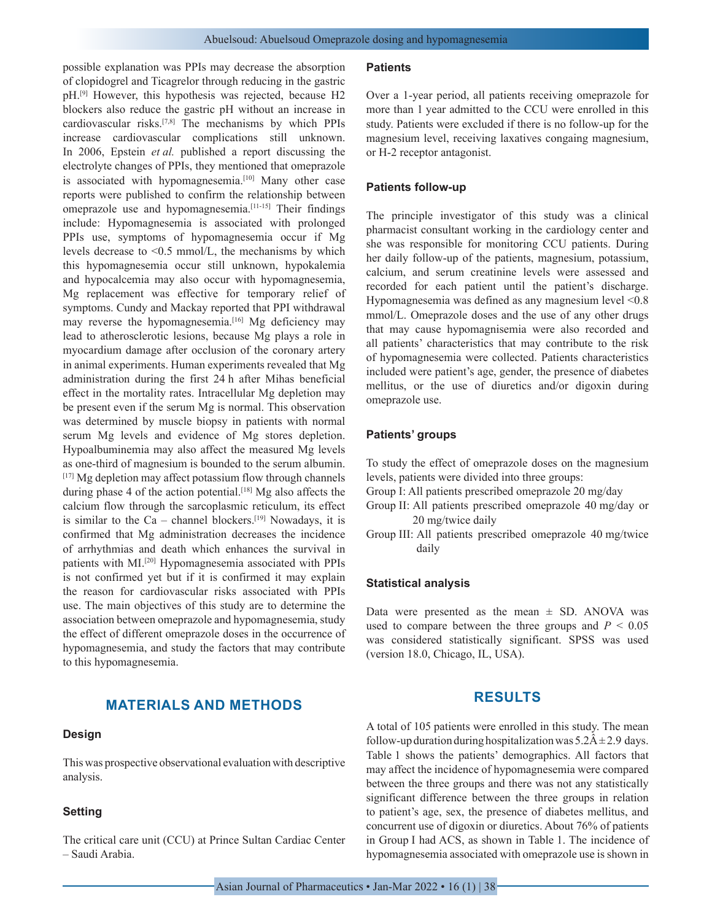possible explanation was PPIs may decrease the absorption of clopidogrel and Ticagrelor through reducing in the gastric pH.[9] However, this hypothesis was rejected, because H2 blockers also reduce the gastric pH without an increase in cardiovascular risks.[7,8] The mechanisms by which PPIs increase cardiovascular complications still unknown. In 2006, Epstein *et al.* published a report discussing the electrolyte changes of PPIs, they mentioned that omeprazole is associated with hypomagnesemia.[10] Many other case reports were published to confirm the relationship between omeprazole use and hypomagnesemia.[11-15] Their findings include: Hypomagnesemia is associated with prolonged PPIs use, symptoms of hypomagnesemia occur if Mg levels decrease to <0.5 mmol/L, the mechanisms by which this hypomagnesemia occur still unknown, hypokalemia and hypocalcemia may also occur with hypomagnesemia, Mg replacement was effective for temporary relief of symptoms. Cundy and Mackay reported that PPI withdrawal may reverse the hypomagnesemia.[16] Mg deficiency may lead to atherosclerotic lesions, because Mg plays a role in myocardium damage after occlusion of the coronary artery in animal experiments. Human experiments revealed that Mg administration during the first 24 h after Mihas beneficial effect in the mortality rates. Intracellular Mg depletion may be present even if the serum Mg is normal. This observation was determined by muscle biopsy in patients with normal serum Mg levels and evidence of Mg stores depletion. Hypoalbuminemia may also affect the measured Mg levels as one-third of magnesium is bounded to the serum albumin.[17] Mg depletion may affect potassium flow through channels during phase 4 of the action potential.[18] Mg also affects the calcium flow through the sarcoplasmic reticulum, its effect is similar to the Ca – channel blockers.[19] Nowadays, it is confirmed that Mg administration decreases the incidence of arrhythmias and death which enhances the survival in patients with MI.[20] Hypomagnesemia associated with PPIs is not confirmed yet but if it is confirmed it may explain the reason for cardiovascular risks associated with PPIs use. The main objectives of this study are to determine the association between omeprazole and hypomagnesemia, study the effect of different omeprazole doses in the occurrence of hypomagnesemia, and study the factors that may contribute to this hypomagnesemia.

## MATERIALS AND METHODS

### Design

This was prospective observational evaluation with descriptive analysis.

### Setting

The critical care unit (CCU) at Prince Sultan Cardiac Center – Saudi Arabia.

### Patients

Over a 1-year period, all patients receiving omeprazole for more than 1 year admitted to the CCU were enrolled in this study. Patients were excluded if there is no follow-up for the magnesium level, receiving laxatives congaing magnesium, or H-2 receptor antagonist.

### Patients follow-up

The principle investigator of this study was a clinical pharmacist consultant working in the cardiology center and she was responsible for monitoring CCU patients. During her daily follow-up of the patients, magnesium, potassium, calcium, and serum creatinine levels were assessed and recorded for each patient until the patient's discharge. Hypomagnesemia was defined as any magnesium level <0.8 mmol/L. Omeprazole doses and the use of any other drugs that may cause hypomagnisemia were also recorded and all patients' characteristics that may contribute to the risk of hypomagnesemia were collected. Patients characteristics included were patient's age, gender, the presence of diabetes mellitus, or the use of diuretics and/or digoxin during omeprazole use.

### Patients' groups

To study the effect of omeprazole doses on the magnesium levels, patients were divided into three groups:

Group I: All patients prescribed omeprazole 20 mg/day

Group II: All patients prescribed omeprazole 40 mg/day or 20 mg/twice daily

Group III: All patients prescribed omeprazole 40 mg/twice daily

### Statistical analysis

Data were presented as the mean ± SD. ANOVA was used to compare between the three groups and $P < 0.05$ was considered statistically significant. SPSS was used (version 18.0, Chicago, IL, USA).

## RESULTS

A total of 105 patients were enrolled in this study. The mean follow-up duration during hospitalization was 5.2Â ± 2.9 days. Table 1 shows the patients' demographics. All factors that may affect the incidence of hypomagnesemia were compared between the three groups and there was not any statistically significant difference between the three groups in relation to patient's age, sex, the presence of diabetes mellitus, and concurrent use of digoxin or diuretics. About 76% of patients in Group I had ACS, as shown in Table 1. The incidence of hypomagnesemia associated with omeprazole use is shown in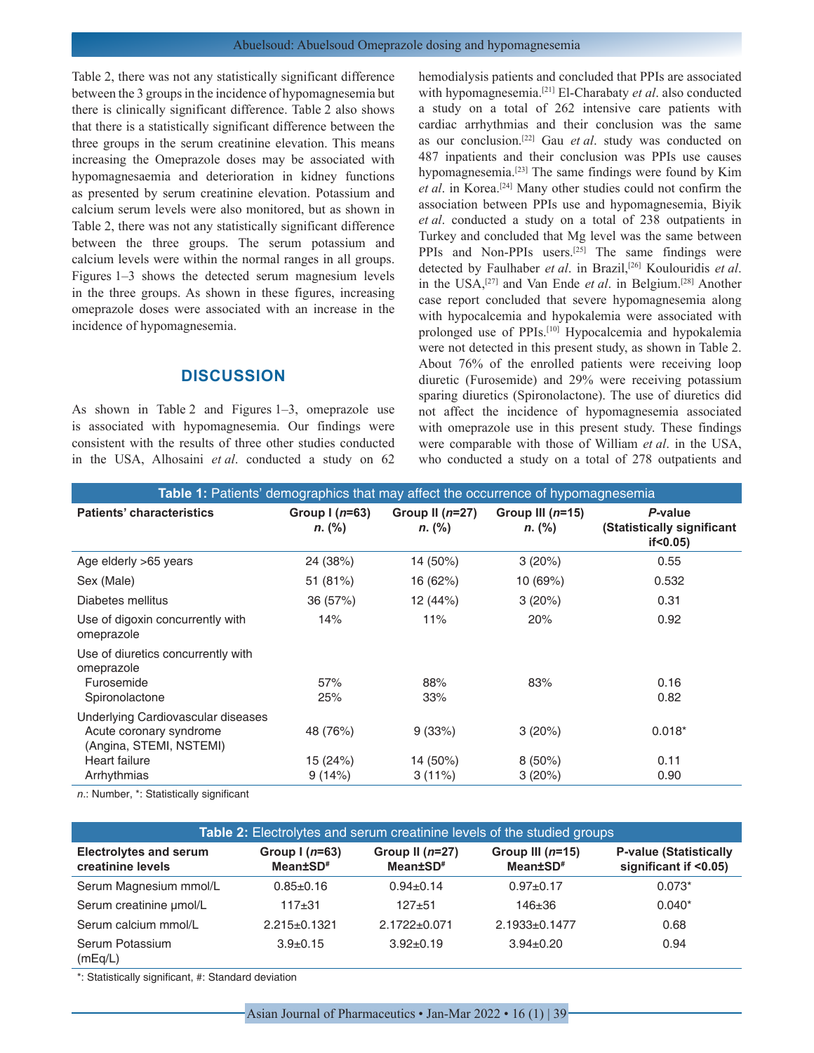Table 2, there was not any statistically significant difference between the 3 groups in the incidence of hypomagnesemia but there is clinically significant difference. Table 2 also shows that there is a statistically significant difference between the three groups in the serum creatinine elevation. This means increasing the Omeprazole doses may be associated with hypomagnesaemia and deterioration in kidney functions as presented by serum creatinine elevation. Potassium and calcium serum levels were also monitored, but as shown in Table 2, there was not any statistically significant difference between the three groups. The serum potassium and calcium levels were within the normal ranges in all groups. Figures 1–3 shows the detected serum magnesium levels in the three groups. As shown in these figures, increasing omeprazole doses were associated with an increase in the incidence of hypomagnesemia.

## DISCUSSION

As shown in Table 2 and Figures 1–3, omeprazole use is associated with hypomagnesemia. Our findings were consistent with the results of three other studies conducted in the USA, Alhosaini *et al*. conducted a study on 62 hemodialysis patients and concluded that PPIs are associated with hypomagnesemia.[21] El-Charabaty *et al*. also conducted a study on a total of 262 intensive care patients with cardiac arrhythmias and their conclusion was the same as our conclusion.[22] Gau *et al*. study was conducted on 487 inpatients and their conclusion was PPIs use causes hypomagnesemia.[23] The same findings were found by Kim *et al*. in Korea.[24] Many other studies could not confirm the association between PPIs use and hypomagnesemia, Biyik *et al*. conducted a study on a total of 238 outpatients in Turkey and concluded that Mg level was the same between PPIs and Non-PPIs users.[25] The same findings were detected by Faulhaber *et al*. in Brazil,[26] Koulouridis *et al*. in the USA,[27] and Van Ende *et al*. in Belgium.[28] Another case report concluded that severe hypomagnesemia along with hypocalcemia and hypokalemia were associated with prolonged use of PPIs.[10] Hypocalcemia and hypokalemia were not detected in this present study, as shown in Table 2. About 76% of the enrolled patients were receiving loop diuretic (Furosemide) and 29% were receiving potassium sparing diuretics (Spironolactone). The use of diuretics did not affect the incidence of hypomagnesemia associated with omeprazole use in this present study. These findings were comparable with those of William *et al*. in the USA, who conducted a study on a total of 278 outpatients and

**Table 1:** Patients' demographics that may affect the occurrence of hypomagnesemia

| Patients' characteristics | Group I (*n*=63) *n*. (%) | Group II (*n*=27) *n*. (%) | Group III (*n*=15) *n*. (%) | *P*-value (Statistically significant if<0.05) |
|---|---|---|---|---|
| Age elderly >65 years | 24 (38%) | 14 (50%) | 3 (20%) | 0.55 |
| Sex (Male) | 51 (81%) | 16 (62%) | 10 (69%) | 0.532 |
| Diabetes mellitus | 36 (57%) | 12 (44%) | 3 (20%) | 0.31 |
| Use of digoxin concurrently with omeprazole | 14% | 11% | 20% | 0.92 |
| Use of diuretics concurrently with omeprazole | | | | |
| Furosemide | 57% | 88% | 83% | 0.16 |
| Spironolactone | 25% | 33% | | 0.82 |
| Underlying Cardiovascular diseases | | | | |
| Acute coronary syndrome (Angina, STEMI, NSTEMI) | 48 (76%) | 9 (33%) | 3 (20%) | 0.018* |
| Heart failure | 15 (24%) | 14 (50%) | 8 (50%) | 0.11 |
| Arrhythmias | 9 (14%) | 3 (11%) | 3 (20%) | 0.90 |

*n*.: Number, *: Statistically significant

**Table 2:** Electrolytes and serum creatinine levels of the studied groups

| Electrolytes and serum creatinine levels | Group I (*n*=63) Mean±SD# | Group II (*n*=27) Mean±SD# | Group III (*n*=15) Mean±SD# | P-value (Statistically significant if <0.05) |
|---|---|---|---|---|
| Serum Magnesium mmol/L | 0.85±0.16 | 0.94±0.14 | 0.97±0.17 | 0.073* |
| Serum creatinine μmol/L | 117±31 | 127±51 | 146±36 | 0.040* |
| Serum calcium mmol/L | 2.215±0.1321 | 2.1722±0.071 | 2.1933±0.1477 | 0.68 |
| Serum Potassium (mEq/L) | 3.9±0.15 | 3.92±0.19 | 3.94±0.20 | 0.94 |

*: Statistically significant, #: Standard deviation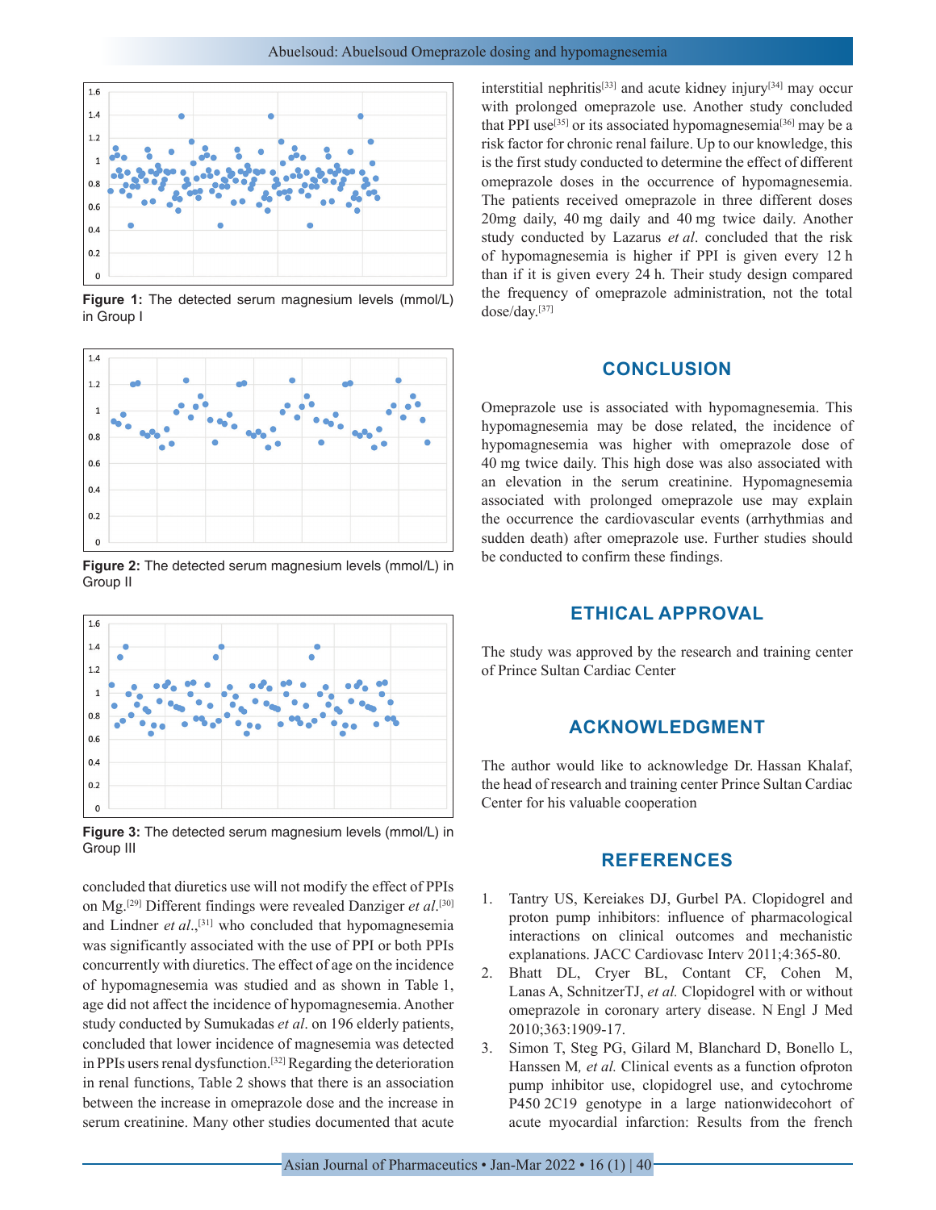Figure 1: The detected serum magnesium levels (mmol/L) in Group I

Figure 2: The detected serum magnesium levels (mmol/L) in Group II

Figure 3: The detected serum magnesium levels (mmol/L) in Group III

concluded that diuretics use will not modify the effect of PPIs on Mg.[29] Different findings were revealed Danziger *et al*.[30] and Lindner *et al*.,[31] who concluded that hypomagnesemia was significantly associated with the use of PPI or both PPIs concurrently with diuretics. The effect of age on the incidence of hypomagnesemia was studied and as shown in Table 1, age did not affect the incidence of hypomagnesemia. Another study conducted by Sumukadas *et al*. on 196 elderly patients, concluded that lower incidence of magnesemia was detected in PPIs users renal dysfunction.[32] Regarding the deterioration in renal functions, Table 2 shows that there is an association between the increase in omeprazole dose and the increase in serum creatinine. Many other studies documented that acute interstitial nephritis[33] and acute kidney injury[34] may occur with prolonged omeprazole use. Another study concluded that PPI use[35] or its associated hypomagnesemia[36] may be a risk factor for chronic renal failure. Up to our knowledge, this is the first study conducted to determine the effect of different omeprazole doses in the occurrence of hypomagnesemia. The patients received omeprazole in three different doses 20mg daily, 40 mg daily and 40 mg twice daily. Another study conducted by Lazarus *et al*. concluded that the risk of hypomagnesemia is higher if PPI is given every 12 h than if it is given every 24 h. Their study design compared the frequency of omeprazole administration, not the total dose/day.[37]

## CONCLUSION

Omeprazole use is associated with hypomagnesemia. This hypomagnesemia may be dose related, the incidence of hypomagnesemia was higher with omeprazole dose of 40 mg twice daily. This high dose was also associated with an elevation in the serum creatinine. Hypomagnesemia associated with prolonged omeprazole use may explain the occurrence the cardiovascular events (arrhythmias and sudden death) after omeprazole use. Further studies should be conducted to confirm these findings.

## ETHICAL APPROVAL

The study was approved by the research and training center of Prince Sultan Cardiac Center

## ACKNOWLEDGMENT

The author would like to acknowledge Dr. Hassan Khalaf, the head of research and training center Prince Sultan Cardiac Center for his valuable cooperation

## REFERENCES

1. Tantry US, Kereiakes DJ, Gurbel PA. Clopidogrel and proton pump inhibitors: influence of pharmacological interactions on clinical outcomes and mechanistic explanations. JACC Cardiovasc Interv 2011;4:365-80.
2. Bhatt DL, Cryer BL, Contant CF, Cohen M, Lanas A, SchnitzerTJ, *et al.* Clopidogrel with or without omeprazole in coronary artery disease. N Engl J Med 2010;363:1909-17.
3. Simon T, Steg PG, Gilard M, Blanchard D, Bonello L, Hanssen M, *et al.* Clinical events as a function ofproton pump inhibitor use, clopidogrel use, and cytochrome P450 2C19 genotype in a large nationwidecohort of acute myocardial infarction: Results from the french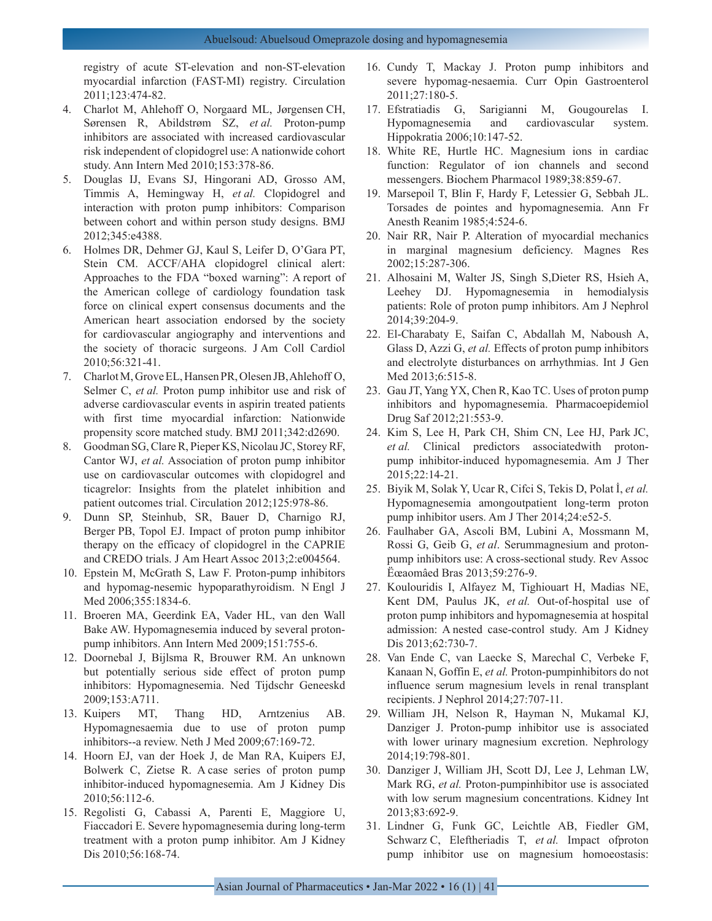registry of acute ST-elevation and non-ST-elevation myocardial infarction (FAST-MI) registry. Circulation 2011;123:474-82.

4. Charlot M, Ahlehoff O, Norgaard ML, Jørgensen CH, Sørensen R, Abildstrøm SZ, *et al.* Proton-pump inhibitors are associated with increased cardiovascular risk independent of clopidogrel use: A nationwide cohort study. Ann Intern Med 2010;153:378-86.
5. Douglas IJ, Evans SJ, Hingorani AD, Grosso AM, Timmis A, Hemingway H, *et al.* Clopidogrel and interaction with proton pump inhibitors: Comparison between cohort and within person study designs. BMJ 2012;345:e4388.
6. Holmes DR, Dehmer GJ, Kaul S, Leifer D, O'Gara PT, Stein CM. ACCF/AHA clopidogrel clinical alert: Approaches to the FDA "boxed warning": A report of the American college of cardiology foundation task force on clinical expert consensus documents and the American heart association endorsed by the society for cardiovascular angiography and interventions and the society of thoracic surgeons. J Am Coll Cardiol 2010;56:321-41.
7. Charlot M, Grove EL, Hansen PR, Olesen JB, Ahlehoff O, Selmer C, *et al.* Proton pump inhibitor use and risk of adverse cardiovascular events in aspirin treated patients with first time myocardial infarction: Nationwide propensity score matched study. BMJ 2011;342:d2690.
8. Goodman SG, Clare R, Pieper KS, Nicolau JC, Storey RF, Cantor WJ, *et al.* Association of proton pump inhibitor use on cardiovascular outcomes with clopidogrel and ticagrelor: Insights from the platelet inhibition and patient outcomes trial. Circulation 2012;125:978-86.
9. Dunn SP, Steinhub, SR, Bauer D, Charnigo RJ, Berger PB, Topol EJ. Impact of proton pump inhibitor therapy on the efficacy of clopidogrel in the CAPRIE and CREDO trials. J Am Heart Assoc 2013;2:e004564.
10. Epstein M, McGrath S, Law F. Proton-pump inhibitors and hypomag-nesemic hypoparathyroidism. N Engl J Med 2006;355:1834-6.
11. Broeren MA, Geerdink EA, Vader HL, van den Wall Bake AW. Hypomagnesemia induced by several proton-pump inhibitors. Ann Intern Med 2009;151:755-6.
12. Doornebal J, Bijlsma R, Brouwer RM. An unknown but potentially serious side effect of proton pump inhibitors: Hypomagnesemia. Ned Tijdschr Geneeskd 2009;153:A711.
13. Kuipers MT, Thang HD, Arntzenius AB. Hypomagnesaemia due to use of proton pump inhibitors--a review. Neth J Med 2009;67:169-72.
14. Hoorn EJ, van der Hoek J, de Man RA, Kuipers EJ, Bolwerk C, Zietse R. A case series of proton pump inhibitor-induced hypomagnesemia. Am J Kidney Dis 2010;56:112-6.
15. Regolisti G, Cabassi A, Parenti E, Maggiore U, Fiaccadori E. Severe hypomagnesemia during long-term treatment with a proton pump inhibitor. Am J Kidney Dis 2010;56:168-74.
16. Cundy T, Mackay J. Proton pump inhibitors and severe hypomag-nesaemia. Curr Opin Gastroenterol 2011;27:180-5.
17. Efstratiadis G, Sarigianni M, Gougourelas I. Hypomagnesemia and cardiovascular system. Hippokratia 2006;10:147-52.
18. White RE, Hurtle HC. Magnesium ions in cardiac function: Regulator of ion channels and second messengers. Biochem Pharmacol 1989;38:859-67.
19. Marsepoil T, Blin F, Hardy F, Letessier G, Sebbah JL. Torsades de pointes and hypomagnesemia. Ann Fr Anesth Reanim 1985;4:524-6.
20. Nair RR, Nair P. Alteration of myocardial mechanics in marginal magnesium deficiency. Magnes Res 2002;15:287-306.
21. Alhosaini M, Walter JS, Singh S,Dieter RS, Hsieh A, Leehey DJ. Hypomagnesemia in hemodialysis patients: Role of proton pump inhibitors. Am J Nephrol 2014;39:204-9.
22. El-Charabaty E, Saifan C, Abdallah M, Naboush A, Glass D, Azzi G, *et al.* Effects of proton pump inhibitors and electrolyte disturbances on arrhythmias. Int J Gen Med 2013;6:515-8.
23. Gau JT, Yang YX, Chen R, Kao TC. Uses of proton pump inhibitors and hypomagnesemia. Pharmacoepidemiol Drug Saf 2012;21:553-9.
24. Kim S, Lee H, Park CH, Shim CN, Lee HJ, Park JC, *et al.* Clinical predictors associatedwith proton-pump inhibitor-induced hypomagnesemia. Am J Ther 2015;22:14-21.
25. Biyik M, Solak Y, Ucar R, Cifci S, Tekis D, Polat İ, *et al.* Hypomagnesemia amongoutpatient long-term proton pump inhibitor users. Am J Ther 2014;24:e52-5.
26. Faulhaber GA, Ascoli BM, Lubini A, Mossmann M, Rossi G, Geib G, *et al*. Serummagnesium and proton-pump inhibitors use: A cross-sectional study. Rev Assoc Ëœaomâed Bras 2013;59:276-9.
27. Kolouridis I, Alfayez M, Tighiouart H, Madias NE, Kent DM, Paulus JK, *et al.* Out-of-hospital use of proton pump inhibitors and hypomagnesemia at hospital admission: A nested case-control study. Am J Kidney Dis 2013;62:730-7.
28. Van Ende C, van Laecke S, Marechal C, Verbeke F, Kanaan N, Goffin E, *et al.* Proton-pumpinhibitors do not influence serum magnesium levels in renal transplant recipients. J Nephrol 2014;27:707-11.
29. William JH, Nelson R, Hayman N, Mukamal KJ, Danziger J. Proton-pump inhibitor use is associated with lower urinary magnesium excretion. Nephrology 2014;19:798-801.
30. Danziger J, William JH, Scott DJ, Lee J, Lehman LW, Mark RG, *et al.* Proton-pumpinhibitor use is associated with low serum magnesium concentrations. Kidney Int 2013;83:692-9.
31. Lindner G, Funk GC, Leichtle AB, Fiedler GM, Schwarz C, Eleftheriadis T, *et al.* Impact ofproton pump inhibitor use on magnesium homoeostasis: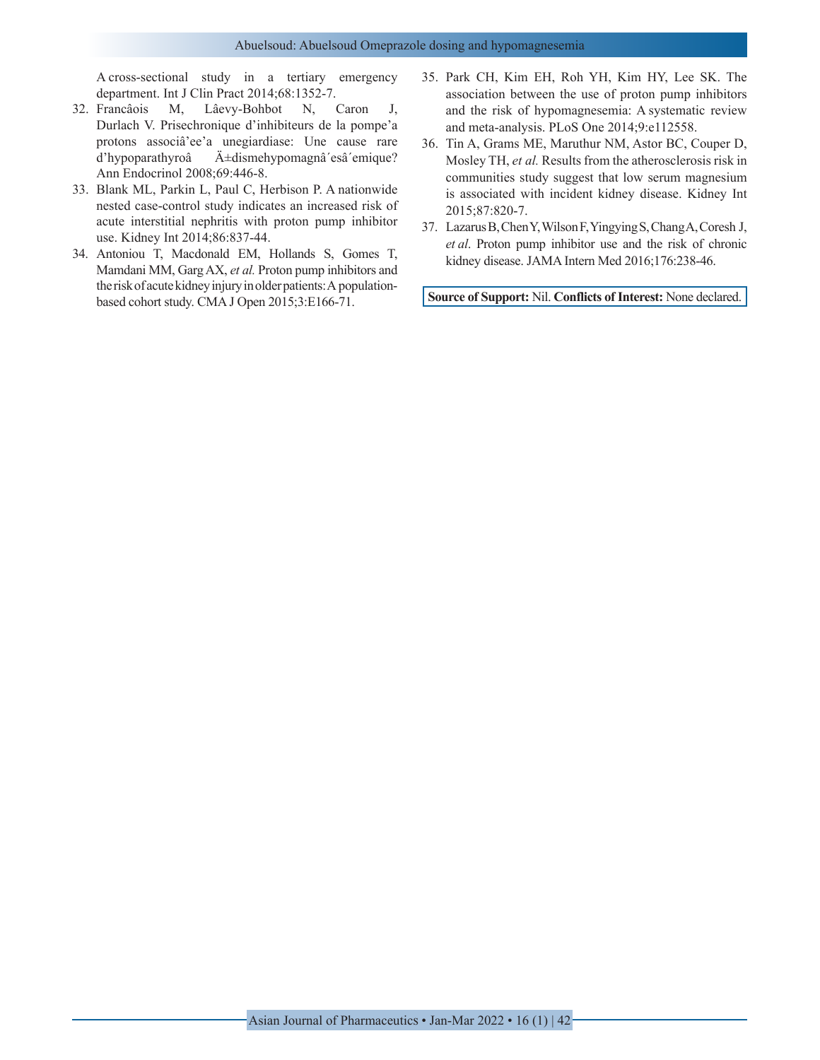A cross-sectional study in a tertiary emergency department. Int J Clin Pract 2014;68:1352-7.

32. Francâois M, Lâevy-Bohbot N, Caron J, Durlach V. Prisechronique d'inhibiteurs de la pompe'a protons associâ'ee'a unegiardiase: Une cause rare d'hypoparathyroâ Ä±dismehypomagnâ´esâ´emique? Ann Endocrinol 2008;69:446-8.
33. Blank ML, Parkin L, Paul C, Herbison P. A nationwide nested case-control study indicates an increased risk of acute interstitial nephritis with proton pump inhibitor use. Kidney Int 2014;86:837-44.
34. Antoniou T, Macdonald EM, Hollands S, Gomes T, Mamdani MM, Garg AX, *et al.* Proton pump inhibitors and the risk of acute kidney injury in older patients: A population-based cohort study. CMA J Open 2015;3:E166-71.
35. Park CH, Kim EH, Roh YH, Kim HY, Lee SK. The association between the use of proton pump inhibitors and the risk of hypomagnesemia: A systematic review and meta-analysis. PLoS One 2014;9:e112558.
36. Tin A, Grams ME, Maruthur NM, Astor BC, Couper D, Mosley TH, *et al.* Results from the atherosclerosis risk in communities study suggest that low serum magnesium is associated with incident kidney disease. Kidney Int 2015;87:820-7.
37. Lazarus B, Chen Y, Wilson F, Yingying S, Chang A, Coresh J, *et al*. Proton pump inhibitor use and the risk of chronic kidney disease. JAMA Intern Med 2016;176:238-46.

**Source of Support:** Nil. **Conflicts of Interest:** None declared.